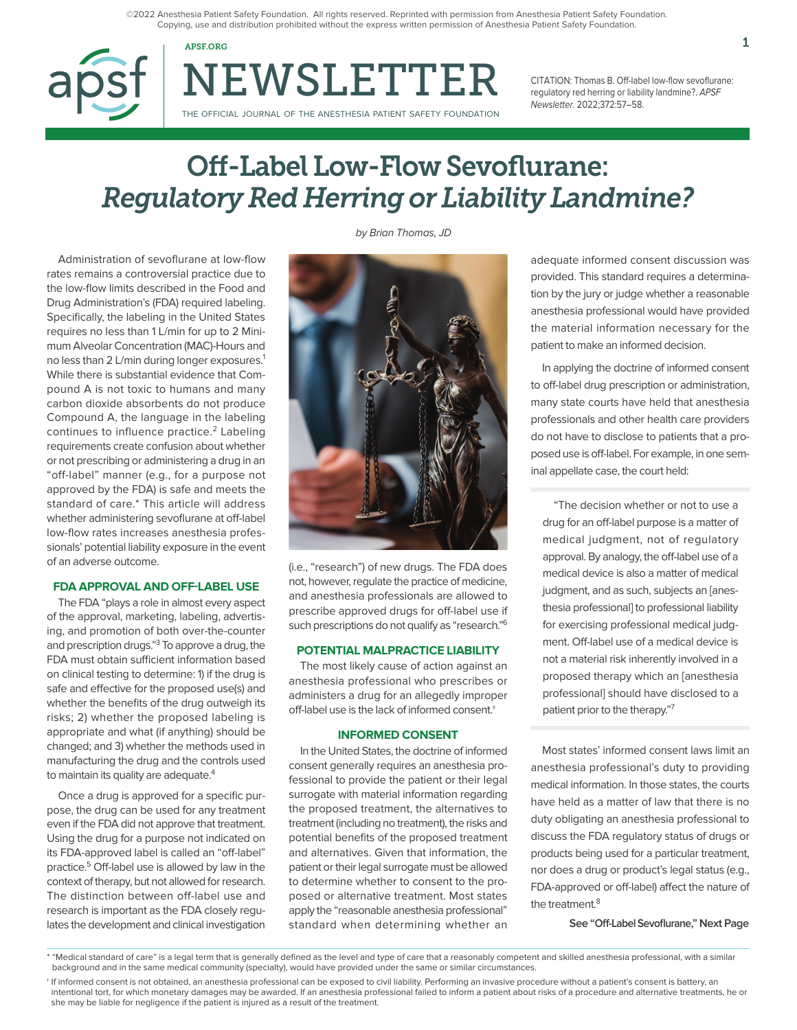©2022 Anesthesia Patient Safety Foundation. All rights reserved. Reprinted with permission from Anesthesia Patient Safety Foundation. Copying, use and distribution prohibited without the express written permission of Anesthesia Patient Safety Foundation.

CITATION: Thomas B. Off-label low-flow sevoflurane: regulatory red herring or liability landmine?. *APSF Newsletter*. 2022;372:57–58.

# Off-Label Low-Flow Sevoflurane: *Regulatory Red Herring or Liability Landmine?*

*by Brian Thomas, JD*

Administration of sevoflurane at low-flow rates remains a controversial practice due to the low-flow limits described in the Food and Drug Administration's (FDA) required labeling. Specifically, the labeling in the United States requires no less than 1 L/min for up to 2 Minimum Alveolar Concentration (MAC)-Hours and no less than 2 L/min during longer exposures.[1] While there is substantial evidence that Compound A is not toxic to humans and many carbon dioxide absorbents do not produce Compound A, the language in the labeling continues to influence practice.[2] Labeling requirements create confusion about whether or not prescribing or administering a drug in an "off-label" manner (e.g., for a purpose not approved by the FDA) is safe and meets the standard of care.* This article will address whether administering sevoflurane at off-label low-flow rates increases anesthesia professionals' potential liability exposure in the event of an adverse outcome.

## FDA APPROVAL AND OFF-LABEL USE

The FDA "plays a role in almost every aspect of the approval, marketing, labeling, advertising, and promotion of both over-the-counter and prescription drugs."[3] To approve a drug, the FDA must obtain sufficient information based on clinical testing to determine: 1) if the drug is safe and effective for the proposed use(s) and whether the benefits of the drug outweigh its risks; 2) whether the proposed labeling is appropriate and what (if anything) should be changed; and 3) whether the methods used in manufacturing the drug and the controls used to maintain its quality are adequate.[4]

Once a drug is approved for a specific purpose, the drug can be used for any treatment even if the FDA did not approve that treatment. Using the drug for a purpose not indicated on its FDA-approved label is called an "off-label" practice.[5] Off-label use is allowed by law in the context of therapy, but not allowed for research. The distinction between off-label use and research is important as the FDA closely regulates the development and clinical investigation (i.e., "research") of new drugs. The FDA does not, however, regulate the practice of medicine, and anesthesia professionals are allowed to prescribe approved drugs for off-label use if such prescriptions do not qualify as "research."[6]

## POTENTIAL MALPRACTICE LIABILITY

The most likely cause of action against an anesthesia professional who prescribes or administers a drug for an allegedly improper off-label use is the lack of informed consent.†

## INFORMED CONSENT

In the United States, the doctrine of informed consent generally requires an anesthesia professional to provide the patient or their legal surrogate with material information regarding the proposed treatment, the alternatives to treatment (including no treatment), the risks and potential benefits of the proposed treatment and alternatives. Given that information, the patient or their legal surrogate must be allowed to determine whether to consent to the proposed or alternative treatment. Most states apply the "reasonable anesthesia professional" standard when determining whether an adequate informed consent discussion was provided. This standard requires a determination by the jury or judge whether a reasonable anesthesia professional would have provided the material information necessary for the patient to make an informed decision.

In applying the doctrine of informed consent to off-label drug prescription or administration, many state courts have held that anesthesia professionals and other health care providers do not have to disclose to patients that a proposed use is off-label. For example, in one seminal appellate case, the court held:

> "The decision whether or not to use a drug for an off-label purpose is a matter of medical judgment, not of regulatory approval. By analogy, the off-label use of a medical device is also a matter of medical judgment, and as such, subjects an [anesthesia professional] to professional liability for exercising professional medical judgment. Off-label use of a medical device is not a material risk inherently involved in a proposed therapy which an [anesthesia professional] should have disclosed to a patient prior to the therapy."[7]

Most states' informed consent laws limit an anesthesia professional's duty to providing medical information. In those states, the courts have held as a matter of law that there is no duty obligating an anesthesia professional to discuss the FDA regulatory status of drugs or products being used for a particular treatment, nor does a drug or product's legal status (e.g., FDA-approved or off-label) affect the nature of the treatment.[8]

**See "Off-Label Sevoflurane," Next Page**

* "Medical standard of care" is a legal term that is generally defined as the level and type of care that a reasonably competent and skilled anesthesia professional, with a similar background and in the same medical community (specialty), would have provided under the same or similar circumstances.

† If informed consent is not obtained, an anesthesia professional can be exposed to civil liability. Performing an invasive procedure without a patient's consent is battery, an intentional tort, for which monetary damages may be awarded. If an anesthesia professional failed to inform a patient about risks of a procedure and alternative treatments, he or she may be liable for negligence if the patient is injured as a result of the treatment.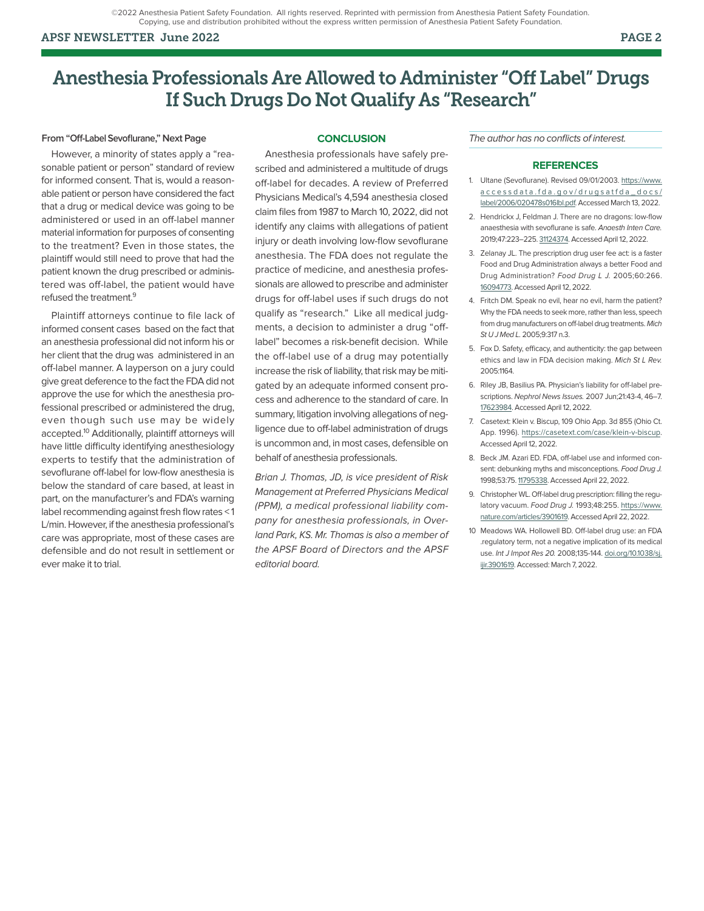# Anesthesia Professionals Are Allowed to Administer "Off Label" Drugs If Such Drugs Do Not Qualify As "Research"

From "Off-Label Sevoflurane," Next Page

However, a minority of states apply a "reasonable patient or person" standard of review for informed consent. That is, would a reasonable patient or person have considered the fact that a drug or medical device was going to be administered or used in an off-label manner material information for purposes of consenting to the treatment? Even in those states, the plaintiff would still need to prove that had the patient known the drug prescribed or administered was off-label, the patient would have refused the treatment.[9]

Plaintiff attorneys continue to file lack of informed consent cases based on the fact that an anesthesia professional did not inform his or her client that the drug was administered in an off-label manner. A layperson on a jury could give great deference to the fact the FDA did not approve the use for which the anesthesia professional prescribed or administered the drug, even though such use may be widely accepted.[10] Additionally, plaintiff attorneys will have little difficulty identifying anesthesiology experts to testify that the administration of sevoflurane off-label for low-flow anesthesia is below the standard of care based, at least in part, on the manufacturer's and FDA's warning label recommending against fresh flow rates <1 L/min. However, if the anesthesia professional's care was appropriate, most of these cases are defensible and do not result in settlement or ever make it to trial.

## CONCLUSION

Anesthesia professionals have safely prescribed and administered a multitude of drugs off-label for decades. A review of Preferred Physicians Medical's 4,594 anesthesia closed claim files from 1987 to March 10, 2022, did not identify any claims with allegations of patient injury or death involving low-flow sevoflurane anesthesia. The FDA does not regulate the practice of medicine, and anesthesia professionals are allowed to prescribe and administer drugs for off-label uses if such drugs do not qualify as "research." Like all medical judgments, a decision to administer a drug "off-label" becomes a risk-benefit decision. While the off-label use of a drug may potentially increase the risk of liability, that risk may be mitigated by an adequate informed consent process and adherence to the standard of care. In summary, litigation involving allegations of negligence due to off-label administration of drugs is uncommon and, in most cases, defensible on behalf of anesthesia professionals.

*Brian J. Thomas, JD, is vice president of Risk Management at Preferred Physicians Medical (PPM), a medical professional liability company for anesthesia professionals, in Overland Park, KS. Mr. Thomas is also a member of the APSF Board of Directors and the APSF editorial board.*

*The author has no conflicts of interest.*

## REFERENCES

1. Ultane (Sevoflurane). Revised 09/01/2003. https://www.accessdata.fda.gov/drugsatfda_docs/label/2006/020478s016lbl.pdf. Accessed March 13, 2022.
2. Hendrickx J, Feldman J. There are no dragons: low-flow anaesthesia with sevoflurane is safe. *Anaesth Inten Care.* 2019;47:223–225. 31124374. Accessed April 12, 2022.
3. Zelanay JL. The prescription drug user fee act: is a faster Food and Drug Administration always a better Food and Drug Administration? *Food Drug L J.* 2005;60:266. 16094773. Accessed April 12, 2022.
4. Fritch DM. Speak no evil, hear no evil, harm the patient? Why the FDA needs to seek more, rather than less, speech from drug manufacturers on off-label drug treatments. *Mich St U J Med L.* 2005;9:317 n.3.
5. Fox D. Safety, efficacy, and authenticity: the gap between ethics and law in FDA decision making. *Mich St L Rev.* 2005:1164.
6. Riley JB, Basilius PA. Physician's liability for off-label prescriptions. *Nephrol News Issues.* 2007 Jun;21:43-4, 46–7. 17623984. Accessed April 12, 2022.
7. Casetext: Klein v. Biscup, 109 Ohio App. 3d 855 (Ohio Ct. App. 1996). https://casetext.com/case/klein-v-biscup. Accessed April 12, 2022.
8. Beck JM. Azari ED. FDA, off-label use and informed consent: debunking myths and misconceptions. *Food Drug J.* 1998;53:75. 11795338. Accessed April 22, 2022.
9. Christopher WL. Off-label drug prescription: filling the regulatory vacuum. *Food Drug J.* 1993;48:255. https://www.nature.com/articles/3901619. Accessed April 22, 2022.
10. Meadows WA. Hollowell BD. Off-label drug use: an FDA .regulatory term, not a negative implication of its medical use. *Int J Impot Res 20.* 2008;135-144. doi.org/10.1038/sj.ijir.3901619. Accessed: March 7, 2022.